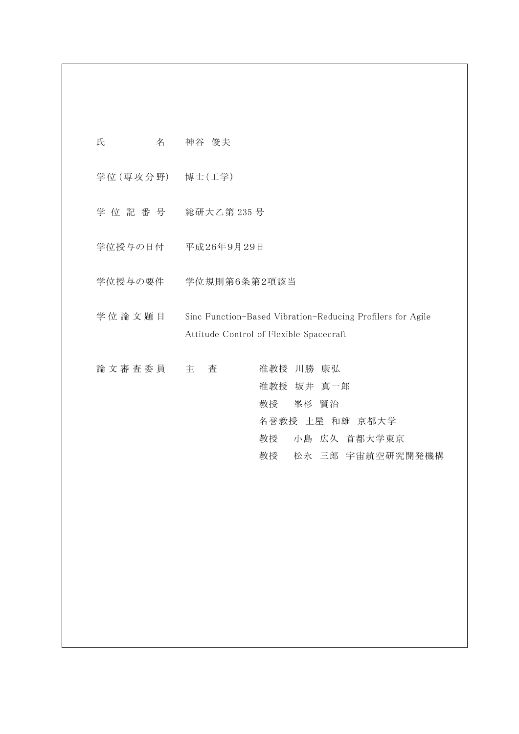| | |
|---|---|
| 氏　　　名 | 神谷　俊夫 |
| 学位(専攻分野) | 博士(工学) |
| 学位記番号 | 総研大乙第 235 号 |
| 学位授与の日付 | 平成26年9月29日 |
| 学位授与の要件 | 学位規則第6条第2項該当 |
| 学位論文題目 | Sinc Function-Based Vibration-Reducing Profilers for Agile Attitude Control of Flexible Spacecraft |
| 論文審査委員 | 主　査　　准教授　川勝　康弘 |
| | 准教授　坂井　真一郎 |
| | 教授　　峯杉　賢治 |
| | 名誉教授　土屋　和雄　京都大学 |
| | 教授　　小島　広久　首都大学東京 |
| | 教授　　松永　三郎　宇宙航空研究開発機構 |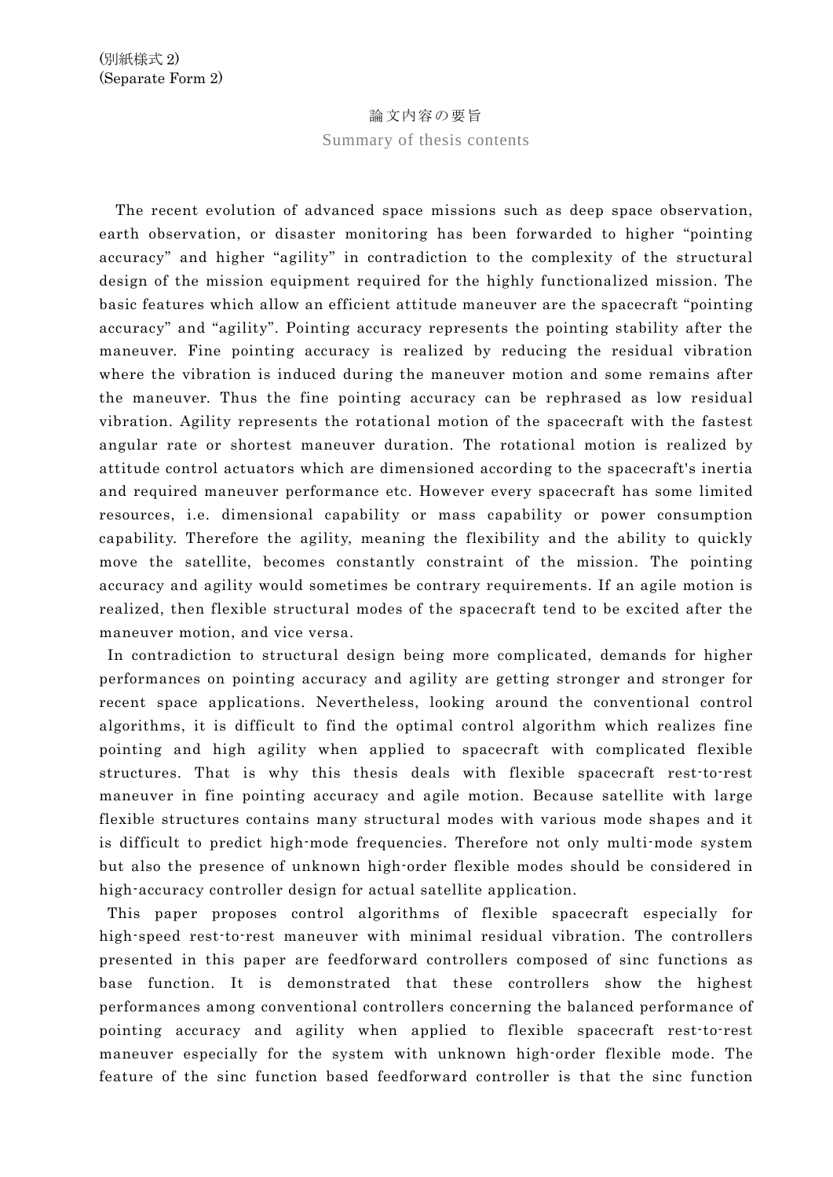(別紙様式 2)
(Separate Form 2)

# 論文内容の要旨

## Summary of thesis contents

The recent evolution of advanced space missions such as deep space observation, earth observation, or disaster monitoring has been forwarded to higher "pointing accuracy" and higher "agility" in contradiction to the complexity of the structural design of the mission equipment required for the highly functionalized mission. The basic features which allow an efficient attitude maneuver are the spacecraft "pointing accuracy" and "agility". Pointing accuracy represents the pointing stability after the maneuver. Fine pointing accuracy is realized by reducing the residual vibration where the vibration is induced during the maneuver motion and some remains after the maneuver. Thus the fine pointing accuracy can be rephrased as low residual vibration. Agility represents the rotational motion of the spacecraft with the fastest angular rate or shortest maneuver duration. The rotational motion is realized by attitude control actuators which are dimensioned according to the spacecraft's inertia and required maneuver performance etc. However every spacecraft has some limited resources, i.e. dimensional capability or mass capability or power consumption capability. Therefore the agility, meaning the flexibility and the ability to quickly move the satellite, becomes constantly constraint of the mission. The pointing accuracy and agility would sometimes be contrary requirements. If an agile motion is realized, then flexible structural modes of the spacecraft tend to be excited after the maneuver motion, and vice versa.

In contradiction to structural design being more complicated, demands for higher performances on pointing accuracy and agility are getting stronger and stronger for recent space applications. Nevertheless, looking around the conventional control algorithms, it is difficult to find the optimal control algorithm which realizes fine pointing and high agility when applied to spacecraft with complicated flexible structures. That is why this thesis deals with flexible spacecraft rest-to-rest maneuver in fine pointing accuracy and agile motion. Because satellite with large flexible structures contains many structural modes with various mode shapes and it is difficult to predict high-mode frequencies. Therefore not only multi-mode system but also the presence of unknown high-order flexible modes should be considered in high-accuracy controller design for actual satellite application.

This paper proposes control algorithms of flexible spacecraft especially for high-speed rest-to-rest maneuver with minimal residual vibration. The controllers presented in this paper are feedforward controllers composed of sinc functions as base function. It is demonstrated that these controllers show the highest performances among conventional controllers concerning the balanced performance of pointing accuracy and agility when applied to flexible spacecraft rest-to-rest maneuver especially for the system with unknown high-order flexible mode. The feature of the sinc function based feedforward controller is that the sinc function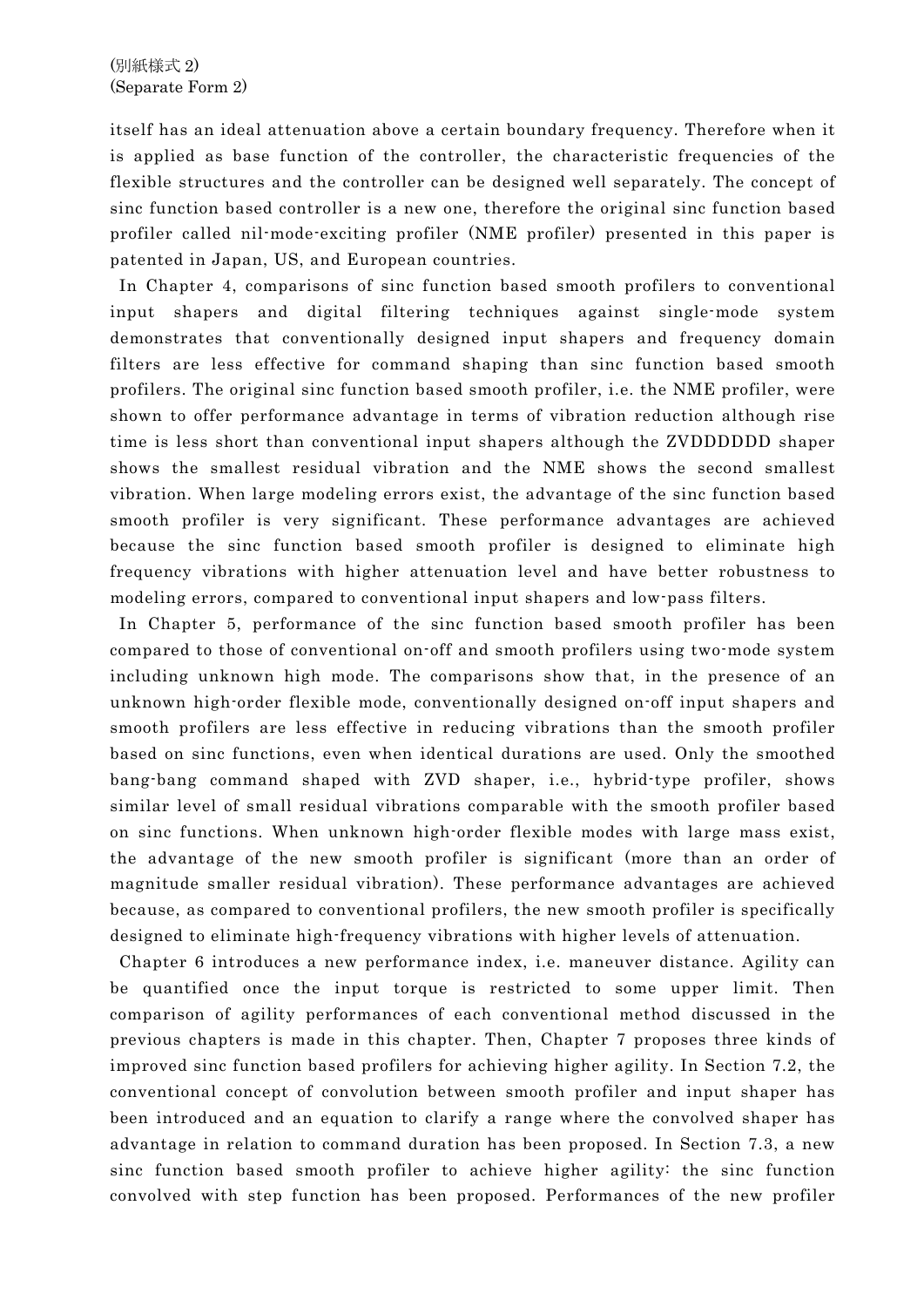itself has an ideal attenuation above a certain boundary frequency. Therefore when it is applied as base function of the controller, the characteristic frequencies of the flexible structures and the controller can be designed well separately. The concept of sinc function based controller is a new one, therefore the original sinc function based profiler called nil-mode-exciting profiler (NME profiler) presented in this paper is patented in Japan, US, and European countries.

In Chapter 4, comparisons of sinc function based smooth profilers to conventional input shapers and digital filtering techniques against single-mode system demonstrates that conventionally designed input shapers and frequency domain filters are less effective for command shaping than sinc function based smooth profilers. The original sinc function based smooth profiler, i.e. the NME profiler, were shown to offer performance advantage in terms of vibration reduction although rise time is less short than conventional input shapers although the ZVDDDDDD shaper shows the smallest residual vibration and the NME shows the second smallest vibration. When large modeling errors exist, the advantage of the sinc function based smooth profiler is very significant. These performance advantages are achieved because the sinc function based smooth profiler is designed to eliminate high frequency vibrations with higher attenuation level and have better robustness to modeling errors, compared to conventional input shapers and low-pass filters.

In Chapter 5, performance of the sinc function based smooth profiler has been compared to those of conventional on-off and smooth profilers using two-mode system including unknown high mode. The comparisons show that, in the presence of an unknown high-order flexible mode, conventionally designed on-off input shapers and smooth profilers are less effective in reducing vibrations than the smooth profiler based on sinc functions, even when identical durations are used. Only the smoothed bang-bang command shaped with ZVD shaper, i.e., hybrid-type profiler, shows similar level of small residual vibrations comparable with the smooth profiler based on sinc functions. When unknown high-order flexible modes with large mass exist, the advantage of the new smooth profiler is significant (more than an order of magnitude smaller residual vibration). These performance advantages are achieved because, as compared to conventional profilers, the new smooth profiler is specifically designed to eliminate high-frequency vibrations with higher levels of attenuation.

Chapter 6 introduces a new performance index, i.e. maneuver distance. Agility can be quantified once the input torque is restricted to some upper limit. Then comparison of agility performances of each conventional method discussed in the previous chapters is made in this chapter. Then, Chapter 7 proposes three kinds of improved sinc function based profilers for achieving higher agility. In Section 7.2, the conventional concept of convolution between smooth profiler and input shaper has been introduced and an equation to clarify a range where the convolved shaper has advantage in relation to command duration has been proposed. In Section 7.3, a new sinc function based smooth profiler to achieve higher agility: the sinc function convolved with step function has been proposed. Performances of the new profiler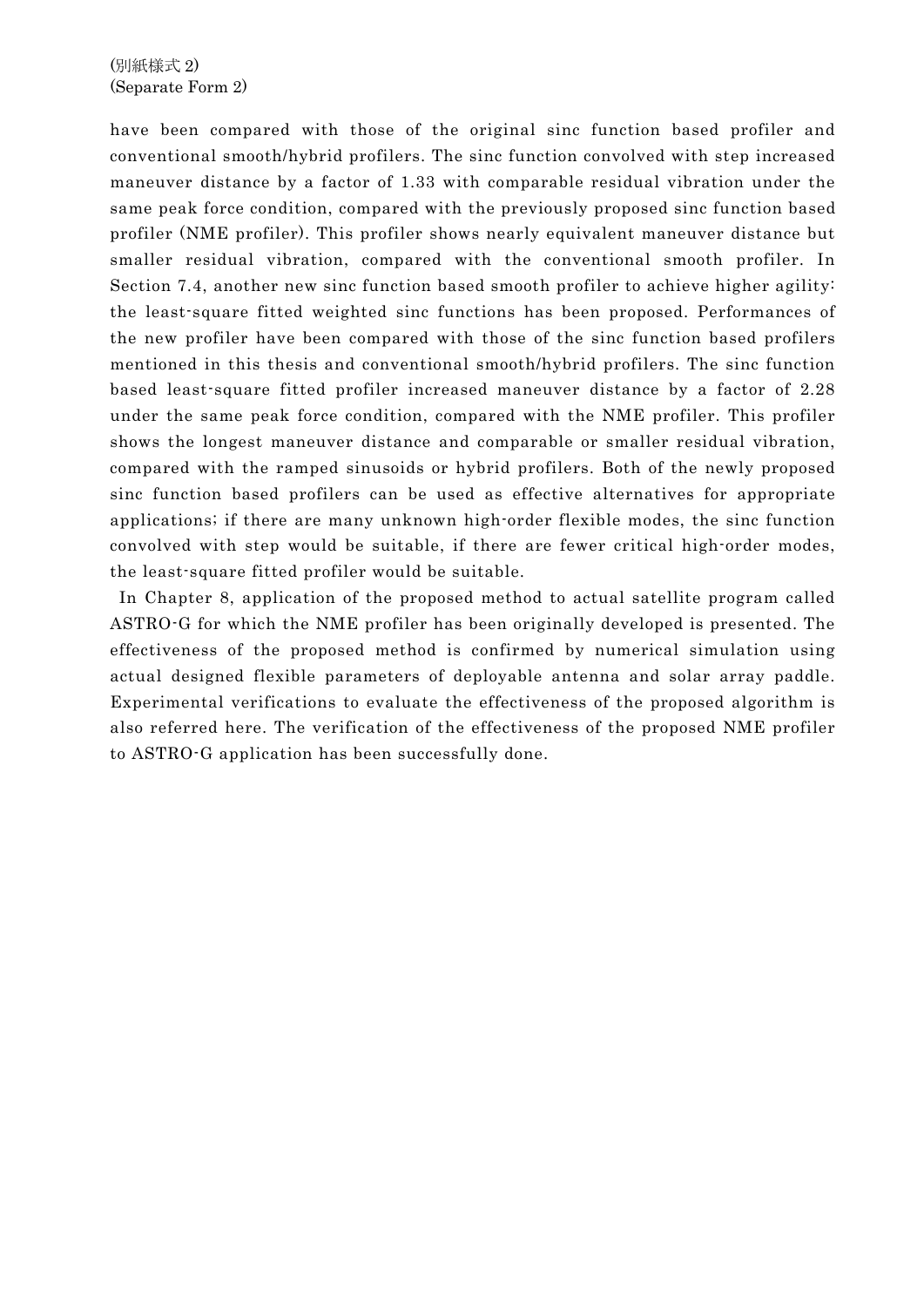(別紙様式 2)
(Separate Form 2)

have been compared with those of the original sinc function based profiler and conventional smooth/hybrid profilers. The sinc function convolved with step increased maneuver distance by a factor of 1.33 with comparable residual vibration under the same peak force condition, compared with the previously proposed sinc function based profiler (NME profiler). This profiler shows nearly equivalent maneuver distance but smaller residual vibration, compared with the conventional smooth profiler. In Section 7.4, another new sinc function based smooth profiler to achieve higher agility: the least-square fitted weighted sinc functions has been proposed. Performances of the new profiler have been compared with those of the sinc function based profilers mentioned in this thesis and conventional smooth/hybrid profilers. The sinc function based least-square fitted profiler increased maneuver distance by a factor of 2.28 under the same peak force condition, compared with the NME profiler. This profiler shows the longest maneuver distance and comparable or smaller residual vibration, compared with the ramped sinusoids or hybrid profilers. Both of the newly proposed sinc function based profilers can be used as effective alternatives for appropriate applications; if there are many unknown high-order flexible modes, the sinc function convolved with step would be suitable, if there are fewer critical high-order modes, the least-square fitted profiler would be suitable.

In Chapter 8, application of the proposed method to actual satellite program called ASTRO-G for which the NME profiler has been originally developed is presented. The effectiveness of the proposed method is confirmed by numerical simulation using actual designed flexible parameters of deployable antenna and solar array paddle. Experimental verifications to evaluate the effectiveness of the proposed algorithm is also referred here. The verification of the effectiveness of the proposed NME profiler to ASTRO-G application has been successfully done.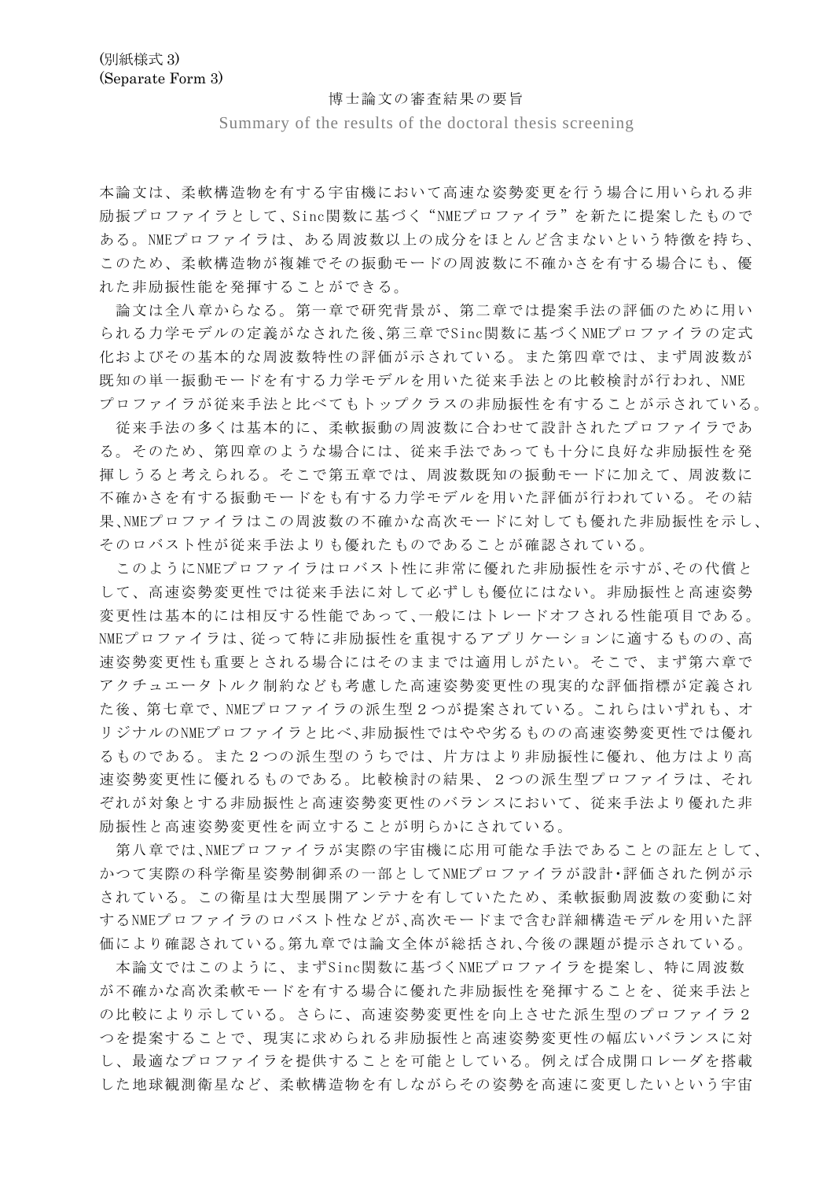(別紙様式 3)
(Separate Form 3)

博士論文の審査結果の要旨

Summary of the results of the doctoral thesis screening

本論文は、柔軟構造物を有する宇宙機において高速な姿勢変更を行う場合に用いられる非励振プロファイラとして、Sinc関数に基づく“NMEプロファイラ”を新たに提案したものである。NMEプロファイラは、ある周波数以上の成分をほとんど含まないという特徴を持ち、このため、柔軟構造物が複雑でその振動モードの周波数に不確かさを有する場合にも、優れた非励振性能を発揮することができる。

論文は全八章からなる。第一章で研究背景が、第二章では提案手法の評価のために用いられる力学モデルの定義がなされた後、第三章でSinc関数に基づくNMEプロファイラの定式化およびその基本的な周波数特性の評価が示されている。また第四章では、まず周波数が既知の単一振動モードを有する力学モデルを用いた従来手法との比較検討が行われ、NMEプロファイラが従来手法と比べてもトップクラスの非励振性を有することが示されている。

従来手法の多くは基本的に、柔軟振動の周波数に合わせて設計されたプロファイラである。そのため、第四章のような場合には、従来手法であっても十分に良好な非励振性を発揮しうると考えられる。そこで第五章では、周波数既知の振動モードに加えて、周波数に不確かさを有する振動モードをも有する力学モデルを用いた評価が行われている。その結果、NMEプロファイラはこの周波数の不確かな高次モードに対しても優れた非励振性を示し、そのロバスト性が従来手法よりも優れたものであることが確認されている。

このようにNMEプロファイラはロバスト性に非常に優れた非励振性を示すが、その代償として、高速姿勢変更性では従来手法に対して必ずしも優位にはない。非励振性と高速姿勢変更性は基本的には相反する性能であって、一般にはトレードオフされる性能項目である。NMEプロファイラは、従って特に非励振性を重視するアプリケーションに適するものの、高速姿勢変更性も重要とされる場合にはそのままでは適用しがたい。そこで、まず第六章でアクチュエータトルク制約なども考慮した高速姿勢変更性の現実的な評価指標が定義された後、第七章で、NMEプロファイラの派生型２つが提案されている。これらはいずれも、オリジナルのNMEプロファイラと比べ、非励振性ではやや劣るものの高速姿勢変更性では優れるものである。また２つの派生型のうちでは、片方はより非励振性に優れ、他方はより高速姿勢変更性に優れるものである。比較検討の結果、２つの派生型プロファイラは、それぞれが対象とする非励振性と高速姿勢変更性のバランスにおいて、従来手法より優れた非励振性と高速姿勢変更性を両立することが明らかにされている。

第八章では、NMEプロファイラが実際の宇宙機に応用可能な手法であることの証左として、かつて実際の科学衛星姿勢制御系の一部としてNMEプロファイラが設計・評価された例が示されている。この衛星は大型展開アンテナを有していたため、柔軟振動周波数の変動に対するNMEプロファイラのロバスト性などが、高次モードまで含む詳細構造モデルを用いた評価により確認されている。第九章では論文全体が総括され、今後の課題が提示されている。

本論文ではこのように、まずSinc関数に基づくNMEプロファイラを提案し、特に周波数が不確かな高次柔軟モードを有する場合に優れた非励振性を発揮することを、従来手法との比較により示している。さらに、高速姿勢変更性を向上させた派生型のプロファイラ２つを提案することで、現実に求められる非励振性と高速姿勢変更性の幅広いバランスに対し、最適なプロファイラを提供することを可能としている。例えば合成開口レーダを搭載した地球観測衛星など、柔軟構造物を有しながらその姿勢を高速に変更したいという宇宙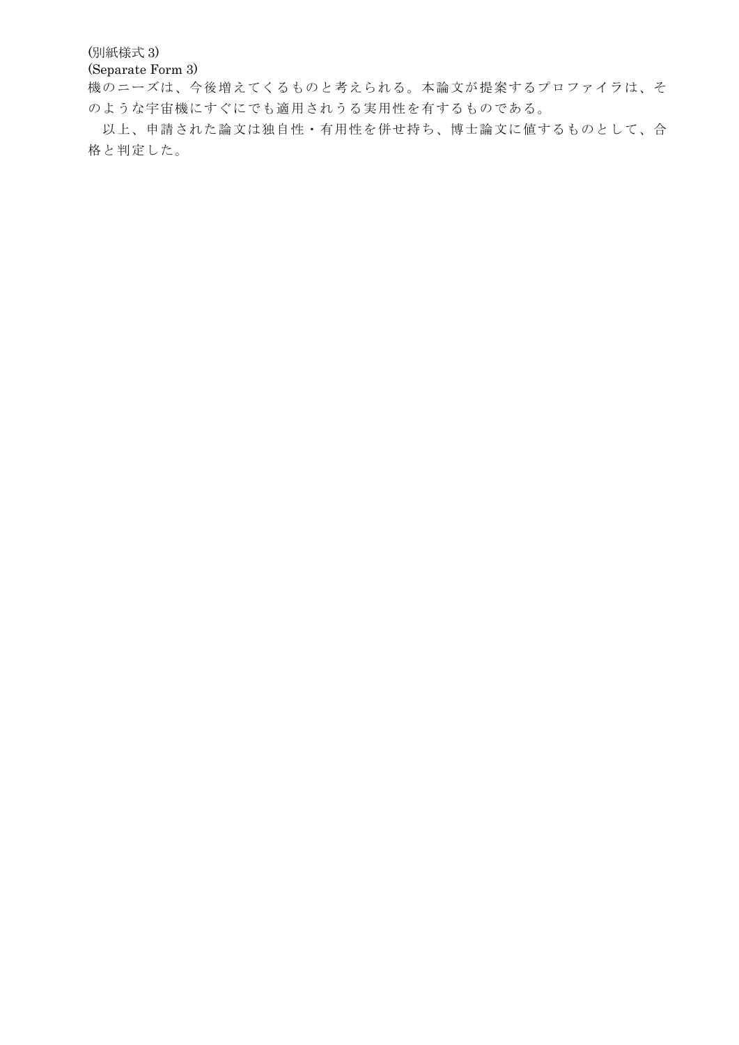機のニーズは、今後増えてくるものと考えられる。本論文が提案するプロファイラは、そのような宇宙機にすぐにでも適用されうる実用性を有するものである。

　以上、申請された論文は独自性・有用性を併せ持ち、博士論文に値するものとして、合格と判定した。